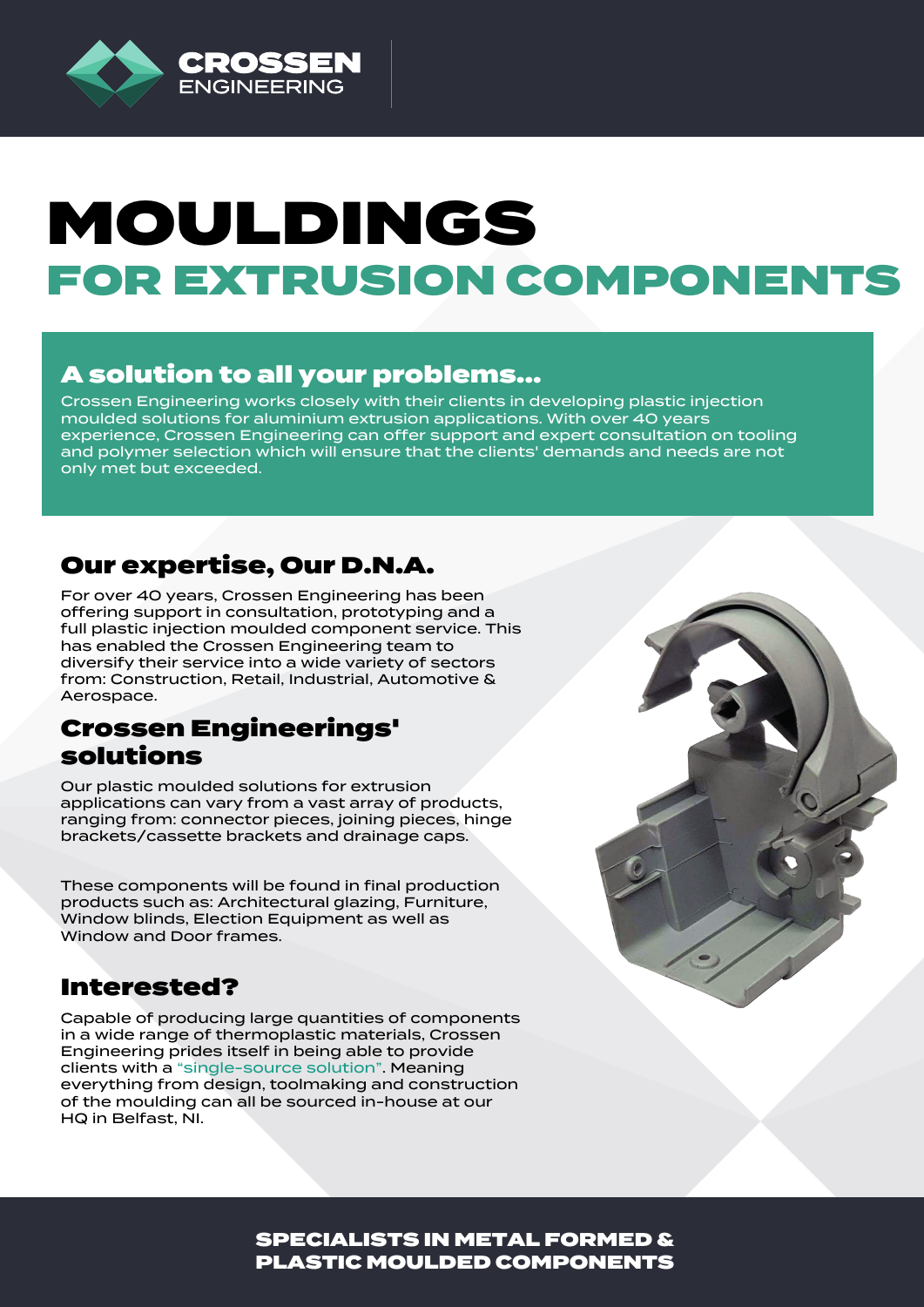CROSSEN ENGINEERING

# MOULDINGS
## FOR EXTRUSION COMPONENTS

### A solution to all your problems...

Crossen Engineering works closely with their clients in developing plastic injection moulded solutions for aluminium extrusion applications. With over 40 years experience, Crossen Engineering can offer support and expert consultation on tooling and polymer selection which will ensure that the clients' demands and needs are not only met but exceeded.

### Our expertise, Our D.N.A.

For over 40 years, Crossen Engineering has been offering support in consultation, prototyping and a full plastic injection moulded component service. This has enabled the Crossen Engineering team to diversify their service into a wide variety of sectors from: Construction, Retail, Industrial, Automotive & Aerospace.

### Crossen Engineerings' solutions

Our plastic moulded solutions for extrusion applications can vary from a vast array of products, ranging from: connector pieces, joining pieces, hinge brackets/cassette brackets and drainage caps.

These components will be found in final production products such as: Architectural glazing, Furniture, Window blinds, Election Equipment as well as Window and Door frames.

### Interested?

Capable of producing large quantities of components in a wide range of thermoplastic materials, Crossen Engineering prides itself in being able to provide clients with a "single-source solution". Meaning everything from design, toolmaking and construction of the moulding can all be sourced in-house at our HQ in Belfast, NI.

**SPECIALISTS IN METAL FORMED & PLASTIC MOULDED COMPONENTS**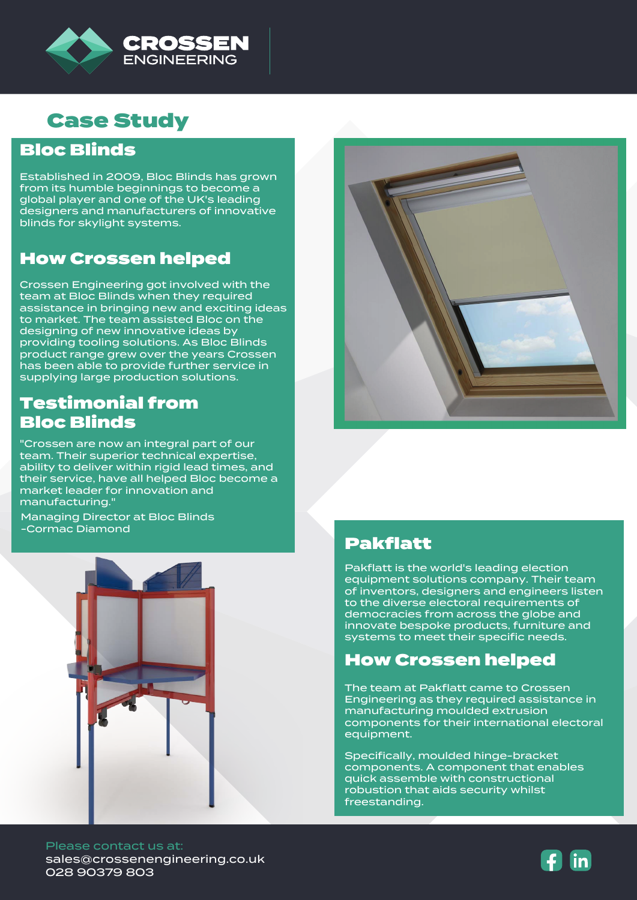CROSSEN ENGINEERING

# Case Study

## Bloc Blinds

Established in 2009, Bloc Blinds has grown from its humble beginnings to become a global player and one of the UK's leading designers and manufacturers of innovative blinds for skylight systems.

## How Crossen helped

Crossen Engineering got involved with the team at Bloc Blinds when they required assistance in bringing new and exciting ideas to market. The team assisted Bloc on the designing of new innovative ideas by providing tooling solutions. As Bloc Blinds product range grew over the years Crossen has been able to provide further service in supplying large production solutions.

## Testimonial from Bloc Blinds

"Crossen are now an integral part of our team. Their superior technical expertise, ability to deliver within rigid lead times, and their service, have all helped Bloc become a market leader for innovation and manufacturing."

Managing Director at Bloc Blinds
-Cormac Diamond

## Pakflatt

Pakflatt is the world's leading election equipment solutions company. Their team of inventors, designers and engineers listen to the diverse electoral requirements of democracies from across the globe and innovate bespoke products, furniture and systems to meet their specific needs.

## How Crossen helped

The team at Pakflatt came to Crossen Engineering as they required assistance in manufacturing moulded extrusion components for their international electoral equipment.

Specifically, moulded hinge-bracket components. A component that enables quick assemble with constructional robustion that aids security whilst freestanding.

Please contact us at:
sales@crossenengineering.co.uk
028 90379 803